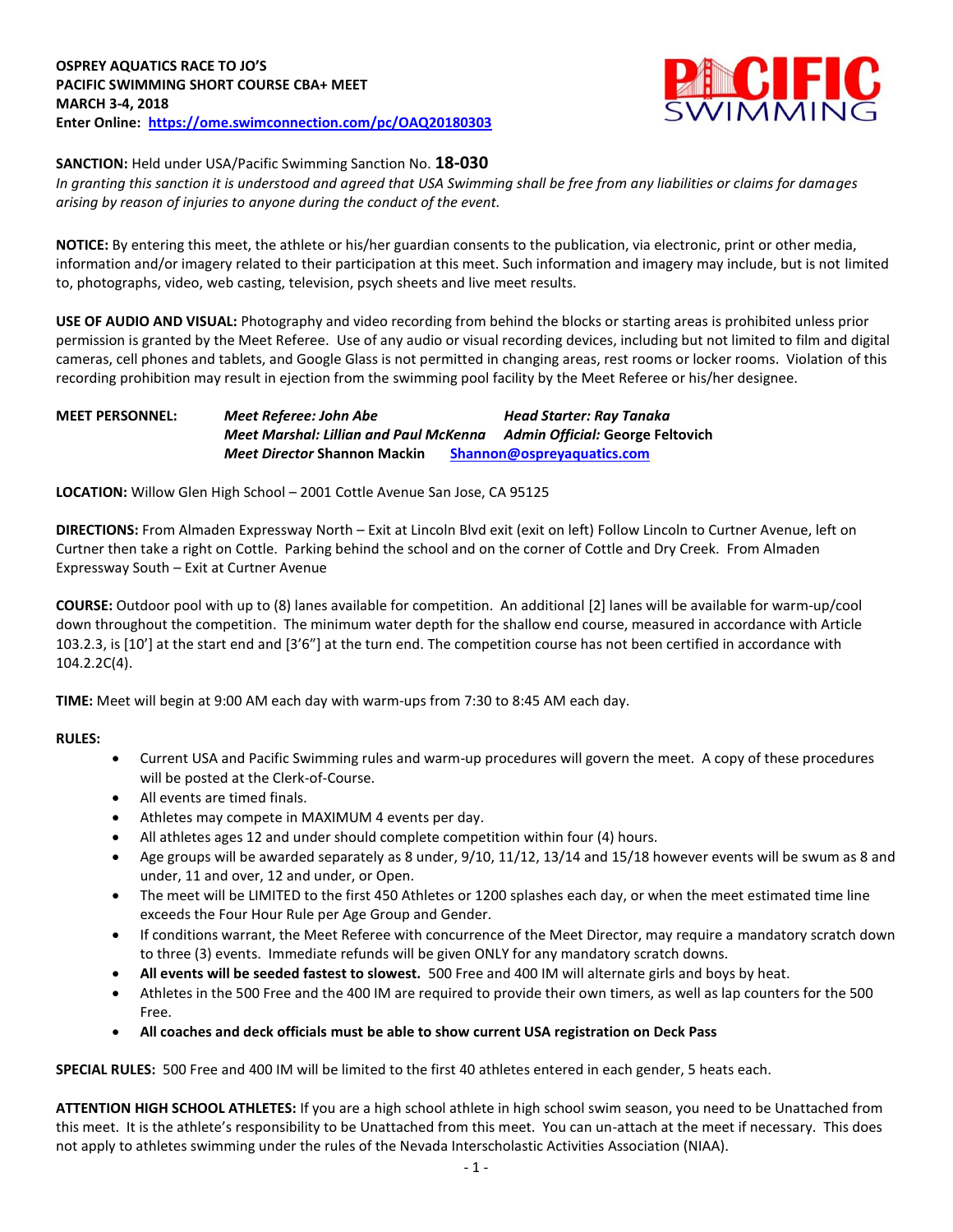**OSPREY AQUATICS RACE TO JO'S**
**PACIFIC SWIMMING SHORT COURSE CBA+ MEET**
**MARCH 3-4, 2018**
**Enter Online: https://ome.swimconnection.com/pc/OAQ20180303**

**SANCTION:** Held under USA/Pacific Swimming Sanction No. **18-030**
*In granting this sanction it is understood and agreed that USA Swimming shall be free from any liabilities or claims for damages arising by reason of injuries to anyone during the conduct of the event.*

**NOTICE:** By entering this meet, the athlete or his/her guardian consents to the publication, via electronic, print or other media, information and/or imagery related to their participation at this meet. Such information and imagery may include, but is not limited to, photographs, video, web casting, television, psych sheets and live meet results.

**USE OF AUDIO AND VISUAL:** Photography and video recording from behind the blocks or starting areas is prohibited unless prior permission is granted by the Meet Referee. Use of any audio or visual recording devices, including but not limited to film and digital cameras, cell phones and tablets, and Google Glass is not permitted in changing areas, rest rooms or locker rooms. Violation of this recording prohibition may result in ejection from the swimming pool facility by the Meet Referee or his/her designee.

**MEET PERSONNEL:**
*Meet Referee: John Abe* — *Head Starter: Ray Tanaka*
*Meet Marshal: Lillian and Paul McKenna* — *Admin Official:* **George Feltovich**
*Meet Director* **Shannon Mackin** — **Shannon@ospreyaquatics.com**

**LOCATION:** Willow Glen High School – 2001 Cottle Avenue San Jose, CA 95125

**DIRECTIONS:** From Almaden Expressway North – Exit at Lincoln Blvd exit (exit on left) Follow Lincoln to Curtner Avenue, left on Curtner then take a right on Cottle. Parking behind the school and on the corner of Cottle and Dry Creek. From Almaden Expressway South – Exit at Curtner Avenue

**COURSE:** Outdoor pool with up to (8) lanes available for competition. An additional [2] lanes will be available for warm-up/cool down throughout the competition. The minimum water depth for the shallow end course, measured in accordance with Article 103.2.3, is [10'] at the start end and [3'6"] at the turn end. The competition course has not been certified in accordance with 104.2.2C(4).

**TIME:** Meet will begin at 9:00 AM each day with warm-ups from 7:30 to 8:45 AM each day.

**RULES:**

- Current USA and Pacific Swimming rules and warm-up procedures will govern the meet. A copy of these procedures will be posted at the Clerk-of-Course.
- All events are timed finals.
- Athletes may compete in MAXIMUM 4 events per day.
- All athletes ages 12 and under should complete competition within four (4) hours.
- Age groups will be awarded separately as 8 under, 9/10, 11/12, 13/14 and 15/18 however events will be swum as 8 and under, 11 and over, 12 and under, or Open.
- The meet will be LIMITED to the first 450 Athletes or 1200 splashes each day, or when the meet estimated time line exceeds the Four Hour Rule per Age Group and Gender.
- If conditions warrant, the Meet Referee with concurrence of the Meet Director, may require a mandatory scratch down to three (3) events. Immediate refunds will be given ONLY for any mandatory scratch downs.
- **All events will be seeded fastest to slowest.** 500 Free and 400 IM will alternate girls and boys by heat.
- Athletes in the 500 Free and the 400 IM are required to provide their own timers, as well as lap counters for the 500 Free.
- **All coaches and deck officials must be able to show current USA registration on Deck Pass**

**SPECIAL RULES:** 500 Free and 400 IM will be limited to the first 40 athletes entered in each gender, 5 heats each.

**ATTENTION HIGH SCHOOL ATHLETES:** If you are a high school athlete in high school swim season, you need to be Unattached from this meet. It is the athlete's responsibility to be Unattached from this meet. You can un-attach at the meet if necessary. This does not apply to athletes swimming under the rules of the Nevada Interscholastic Activities Association (NIAA).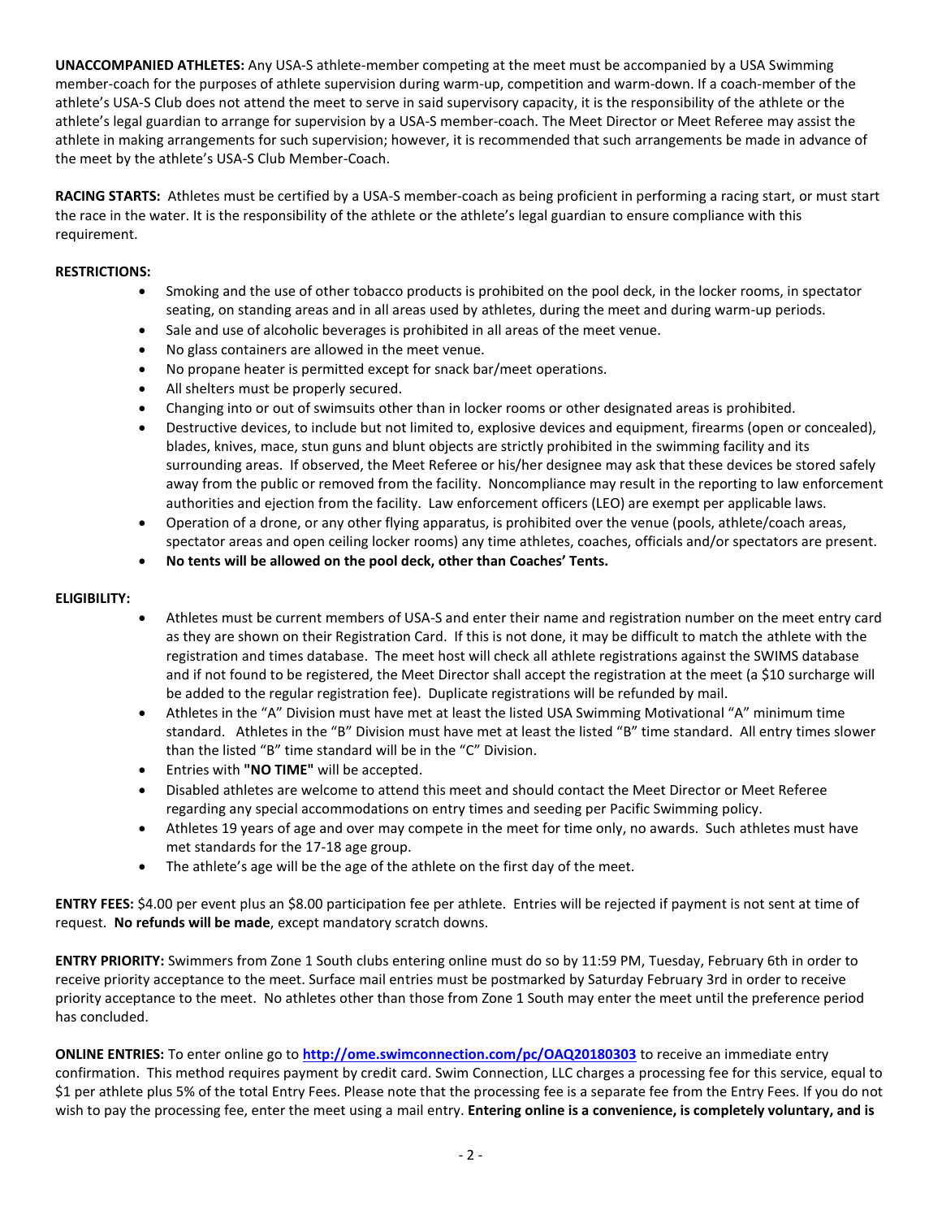**UNACCOMPANIED ATHLETES:** Any USA-S athlete-member competing at the meet must be accompanied by a USA Swimming member-coach for the purposes of athlete supervision during warm-up, competition and warm-down. If a coach-member of the athlete's USA-S Club does not attend the meet to serve in said supervisory capacity, it is the responsibility of the athlete or the athlete's legal guardian to arrange for supervision by a USA-S member-coach. The Meet Director or Meet Referee may assist the athlete in making arrangements for such supervision; however, it is recommended that such arrangements be made in advance of the meet by the athlete's USA-S Club Member-Coach.

**RACING STARTS:** Athletes must be certified by a USA-S member-coach as being proficient in performing a racing start, or must start the race in the water. It is the responsibility of the athlete or the athlete's legal guardian to ensure compliance with this requirement.

**RESTRICTIONS:**

- Smoking and the use of other tobacco products is prohibited on the pool deck, in the locker rooms, in spectator seating, on standing areas and in all areas used by athletes, during the meet and during warm-up periods.
- Sale and use of alcoholic beverages is prohibited in all areas of the meet venue.
- No glass containers are allowed in the meet venue.
- No propane heater is permitted except for snack bar/meet operations.
- All shelters must be properly secured.
- Changing into or out of swimsuits other than in locker rooms or other designated areas is prohibited.
- Destructive devices, to include but not limited to, explosive devices and equipment, firearms (open or concealed), blades, knives, mace, stun guns and blunt objects are strictly prohibited in the swimming facility and its surrounding areas. If observed, the Meet Referee or his/her designee may ask that these devices be stored safely away from the public or removed from the facility. Noncompliance may result in the reporting to law enforcement authorities and ejection from the facility. Law enforcement officers (LEO) are exempt per applicable laws.
- Operation of a drone, or any other flying apparatus, is prohibited over the venue (pools, athlete/coach areas, spectator areas and open ceiling locker rooms) any time athletes, coaches, officials and/or spectators are present.
- **No tents will be allowed on the pool deck, other than Coaches' Tents.**

**ELIGIBILITY:**

- Athletes must be current members of USA-S and enter their name and registration number on the meet entry card as they are shown on their Registration Card. If this is not done, it may be difficult to match the athlete with the registration and times database. The meet host will check all athlete registrations against the SWIMS database and if not found to be registered, the Meet Director shall accept the registration at the meet (a $10 surcharge will be added to the regular registration fee). Duplicate registrations will be refunded by mail.
- Athletes in the "A" Division must have met at least the listed USA Swimming Motivational "A" minimum time standard. Athletes in the "B" Division must have met at least the listed "B" time standard. All entry times slower than the listed "B" time standard will be in the "C" Division.
- Entries with **"NO TIME"** will be accepted.
- Disabled athletes are welcome to attend this meet and should contact the Meet Director or Meet Referee regarding any special accommodations on entry times and seeding per Pacific Swimming policy.
- Athletes 19 years of age and over may compete in the meet for time only, no awards. Such athletes must have met standards for the 17-18 age group.
- The athlete's age will be the age of the athlete on the first day of the meet.

**ENTRY FEES:** $4.00 per event plus an $8.00 participation fee per athlete. Entries will be rejected if payment is not sent at time of request. **No refunds will be made**, except mandatory scratch downs.

**ENTRY PRIORITY:** Swimmers from Zone 1 South clubs entering online must do so by 11:59 PM, Tuesday, February 6th in order to receive priority acceptance to the meet. Surface mail entries must be postmarked by Saturday February 3rd in order to receive priority acceptance to the meet. No athletes other than those from Zone 1 South may enter the meet until the preference period has concluded.

**ONLINE ENTRIES:** To enter online go to **[http://ome.swimconnection.com/pc/OAQ20180303](http://ome.swimconnection.com/pc/OAQ20180303)** to receive an immediate entry confirmation. This method requires payment by credit card. Swim Connection, LLC charges a processing fee for this service, equal to $1 per athlete plus 5% of the total Entry Fees. Please note that the processing fee is a separate fee from the Entry Fees. If you do not wish to pay the processing fee, enter the meet using a mail entry. **Entering online is a convenience, is completely voluntary, and is**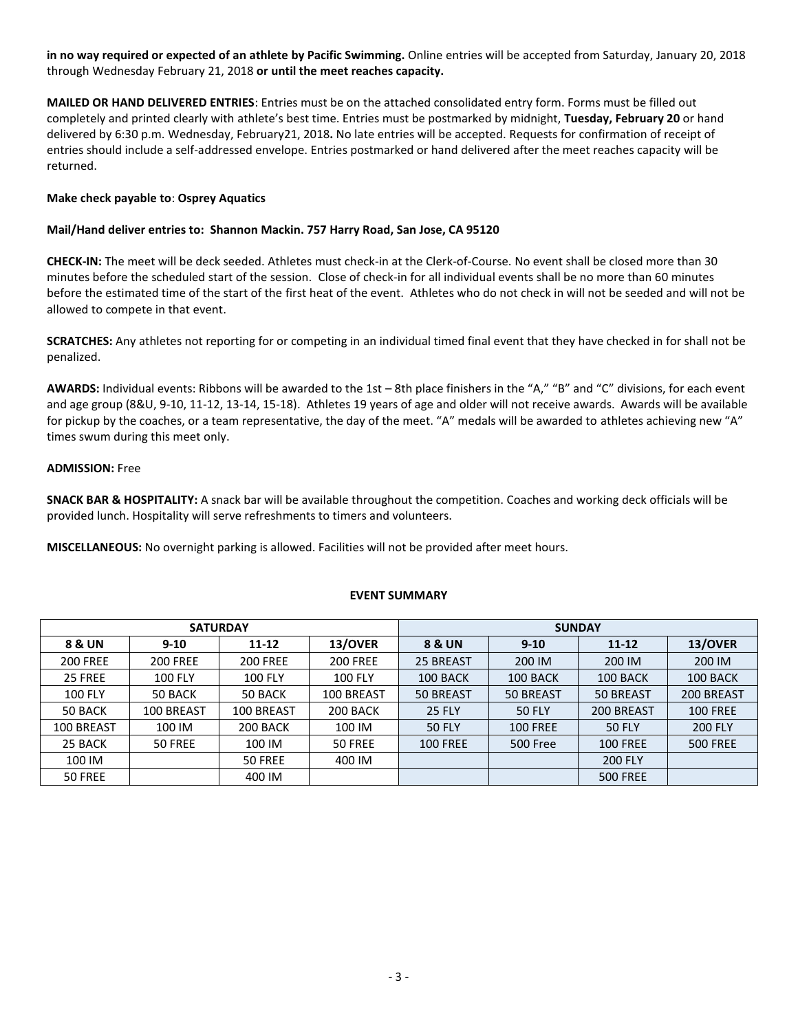**in no way required or expected of an athlete by Pacific Swimming.** Online entries will be accepted from Saturday, January 20, 2018 through Wednesday February 21, 2018 **or until the meet reaches capacity.**

**MAILED OR HAND DELIVERED ENTRIES**: Entries must be on the attached consolidated entry form. Forms must be filled out completely and printed clearly with athlete's best time. Entries must be postmarked by midnight, **Tuesday, February 20** or hand delivered by 6:30 p.m. Wednesday, February21, 2018**.** No late entries will be accepted. Requests for confirmation of receipt of entries should include a self-addressed envelope. Entries postmarked or hand delivered after the meet reaches capacity will be returned.

**Make check payable to**: **Osprey Aquatics**

**Mail/Hand deliver entries to: Shannon Mackin. 757 Harry Road, San Jose, CA 95120**

**CHECK-IN:** The meet will be deck seeded. Athletes must check-in at the Clerk-of-Course. No event shall be closed more than 30 minutes before the scheduled start of the session. Close of check-in for all individual events shall be no more than 60 minutes before the estimated time of the start of the first heat of the event. Athletes who do not check in will not be seeded and will not be allowed to compete in that event.

**SCRATCHES:** Any athletes not reporting for or competing in an individual timed final event that they have checked in for shall not be penalized.

**AWARDS:** Individual events: Ribbons will be awarded to the 1st – 8th place finishers in the "A," "B" and "C" divisions, for each event and age group (8&U, 9-10, 11-12, 13-14, 15-18). Athletes 19 years of age and older will not receive awards. Awards will be available for pickup by the coaches, or a team representative, the day of the meet. "A" medals will be awarded to athletes achieving new "A" times swum during this meet only.

**ADMISSION:** Free

**SNACK BAR & HOSPITALITY:** A snack bar will be available throughout the competition. Coaches and working deck officials will be provided lunch. Hospitality will serve refreshments to timers and volunteers.

**MISCELLANEOUS:** No overnight parking is allowed. Facilities will not be provided after meet hours.

**EVENT SUMMARY**

| SATURDAY | | | | SUNDAY | | | |
|---|---|---|---|---|---|---|---|
| **8 & UN** | **9-10** | **11-12** | **13/OVER** | **8 & UN** | **9-10** | **11-12** | **13/OVER** |
| 200 FREE | 200 FREE | 200 FREE | 200 FREE | 25 BREAST | 200 IM | 200 IM | 200 IM |
| 25 FREE | 100 FLY | 100 FLY | 100 FLY | 100 BACK | 100 BACK | 100 BACK | 100 BACK |
| 100 FLY | 50 BACK | 50 BACK | 100 BREAST | 50 BREAST | 50 BREAST | 50 BREAST | 200 BREAST |
| 50 BACK | 100 BREAST | 100 BREAST | 200 BACK | 25 FLY | 50 FLY | 200 BREAST | 100 FREE |
| 100 BREAST | 100 IM | 200 BACK | 100 IM | 50 FLY | 100 FREE | 50 FLY | 200 FLY |
| 25 BACK | 50 FREE | 100 IM | 50 FREE | 100 FREE | 500 Free | 100 FREE | 500 FREE |
| 100 IM | | 50 FREE | 400 IM | | | 200 FLY | |
| 50 FREE | | 400 IM | | | | 500 FREE | |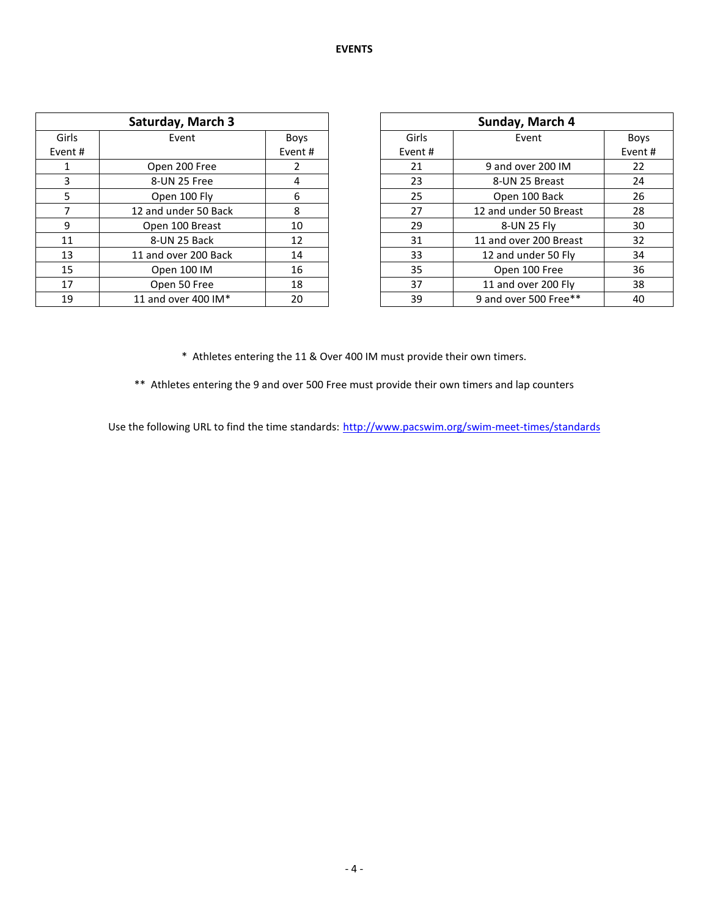# EVENTS

| Saturday, March 3 | | |
|---|---|---|
| Girls Event # | Event | Boys Event # |
| 1 | Open 200 Free | 2 |
| 3 | 8-UN 25 Free | 4 |
| 5 | Open 100 Fly | 6 |
| 7 | 12 and under 50 Back | 8 |
| 9 | Open 100 Breast | 10 |
| 11 | 8-UN 25 Back | 12 |
| 13 | 11 and over 200 Back | 14 |
| 15 | Open 100 IM | 16 |
| 17 | Open 50 Free | 18 |
| 19 | 11 and over 400 IM* | 20 |

| Sunday, March 4 | | |
|---|---|---|
| Girls Event # | Event | Boys Event # |
| 21 | 9 and over 200 IM | 22 |
| 23 | 8-UN 25 Breast | 24 |
| 25 | Open 100 Back | 26 |
| 27 | 12 and under 50 Breast | 28 |
| 29 | 8-UN 25 Fly | 30 |
| 31 | 11 and over 200 Breast | 32 |
| 33 | 12 and under 50 Fly | 34 |
| 35 | Open 100 Free | 36 |
| 37 | 11 and over 200 Fly | 38 |
| 39 | 9 and over 500 Free** | 40 |

\* Athletes entering the 11 & Over 400 IM must provide their own timers.

\** Athletes entering the 9 and over 500 Free must provide their own timers and lap counters

Use the following URL to find the time standards: [http://www.pacswim.org/swim-meet-times/standards](http://www.pacswim.org/swim-meet-times/standards)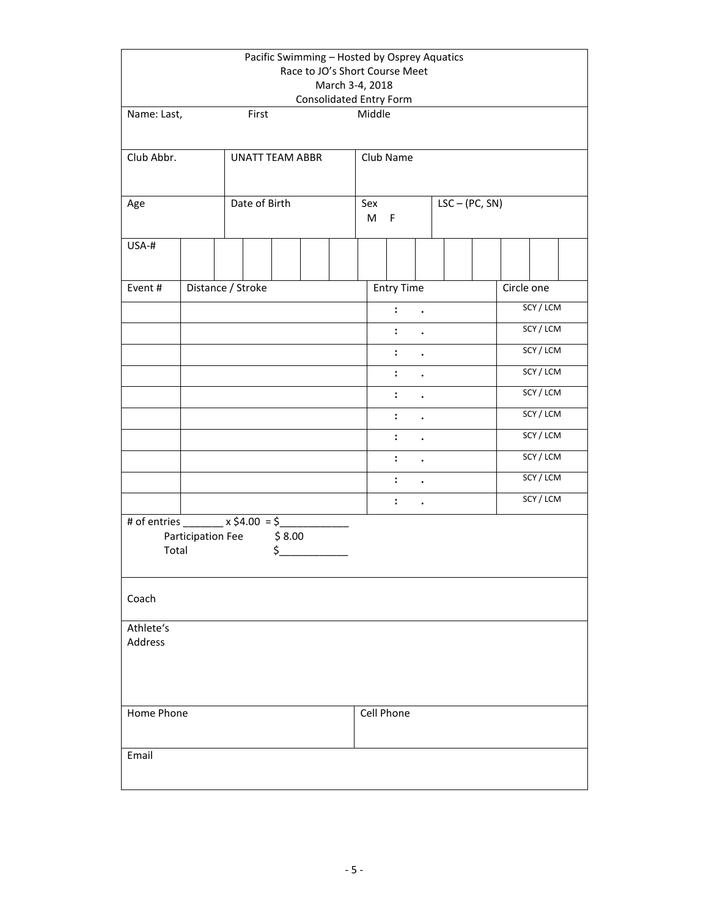Pacific Swimming – Hosted by Osprey Aquatics
Race to JO's Short Course Meet
March 3-4, 2018
Consolidated Entry Form

| | | | |
|---|---|---|---|
| Name: Last, | First | Middle | |
| Club Abbr. | UNATT TEAM ABBR | Club Name | |
| Age | Date of Birth | Sex M F | LSC – (PC, SN) |

| USA-# | | | | | | | | | | | | | | |
|---|---|---|---|---|---|---|---|---|---|---|---|---|---|---|
| | | | | | | | | | | | | | | |

| Event # | Distance / Stroke | Entry Time | Circle one |
|---|---|---|---|
| | | : . | SCY / LCM |
| | | : . | SCY / LCM |
| | | : . | SCY / LCM |
| | | : . | SCY / LCM |
| | | : . | SCY / LCM |
| | | : . | SCY / LCM |
| | | : . | SCY / LCM |
| | | : . | SCY / LCM |
| | | : . | SCY / LCM |
| | | : . | SCY / LCM |

# of entries _______ x $4.00 = $____________
Participation Fee $ 8.00
Total $____________

Coach

Athlete's Address

| | |
|---|---|
| Home Phone | Cell Phone |

Email